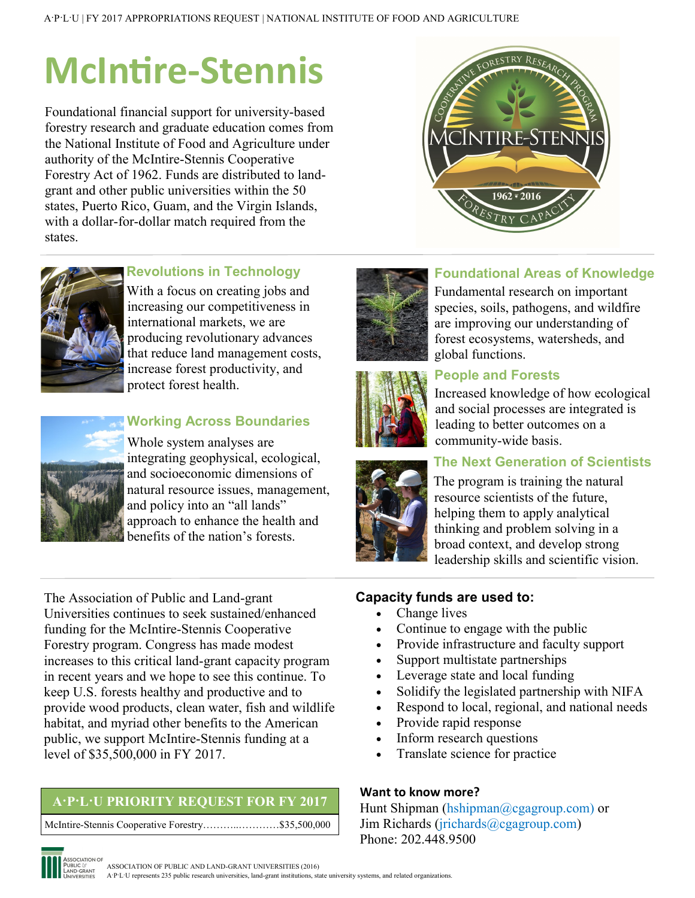# McIntire-Stennis

Foundational financial support for university-based forestry research and graduate education comes from the National Institute of Food and Agriculture under authority of the McIntire-Stennis Cooperative Forestry Act of 1962. Funds are distributed to land-grant and other public universities within the 50 states, Puerto Rico, Guam, and the Virgin Islands, with a dollar-for-dollar match required from the states.

### Revolutions in Technology

With a focus on creating jobs and increasing our competitiveness in international markets, we are producing revolutionary advances that reduce land management costs, increase forest productivity, and protect forest health.

### Working Across Boundaries

Whole system analyses are integrating geophysical, ecological, and socioeconomic dimensions of natural resource issues, management, and policy into an "all lands" approach to enhance the health and benefits of the nation's forests.

### Foundational Areas of Knowledge

Fundamental research on important species, soils, pathogens, and wildfire are improving our understanding of forest ecosystems, watersheds, and global functions.

### People and Forests

Increased knowledge of how ecological and social processes are integrated is leading to better outcomes on a community-wide basis.

### The Next Generation of Scientists

The program is training the natural resource scientists of the future, helping them to apply analytical thinking and problem solving in a broad context, and develop strong leadership skills and scientific vision.

The Association of Public and Land-grant Universities continues to seek sustained/enhanced funding for the McIntire-Stennis Cooperative Forestry program. Congress has made modest increases to this critical land-grant capacity program in recent years and we hope to see this continue. To keep U.S. forests healthy and productive and to provide wood products, clean water, fish and wildlife habitat, and myriad other benefits to the American public, we support McIntire-Stennis funding at a level of $35,500,000 in FY 2017.

| A·P·L·U PRIORITY REQUEST FOR FY 2017 |
| --- |
| McIntire-Stennis Cooperative Forestry……….…………$35,500,000 |

**Capacity funds are used to:**

- Change lives
- Continue to engage with the public
- Provide infrastructure and faculty support
- Support multistate partnerships
- Leverage state and local funding
- Solidify the legislated partnership with NIFA
- Respond to local, regional, and national needs
- Provide rapid response
- Inform research questions
- Translate science for practice

**Want to know more?**

Hunt Shipman (hshipman@cgagroup.com) or
Jim Richards (jrichards@cgagroup.com)
Phone: 202.448.9500

ASSOCIATION OF PUBLIC AND LAND-GRANT UNIVERSITIES (2016)
A·P·L·U represents 235 public research universities, land-grant institutions, state university systems, and related organizations.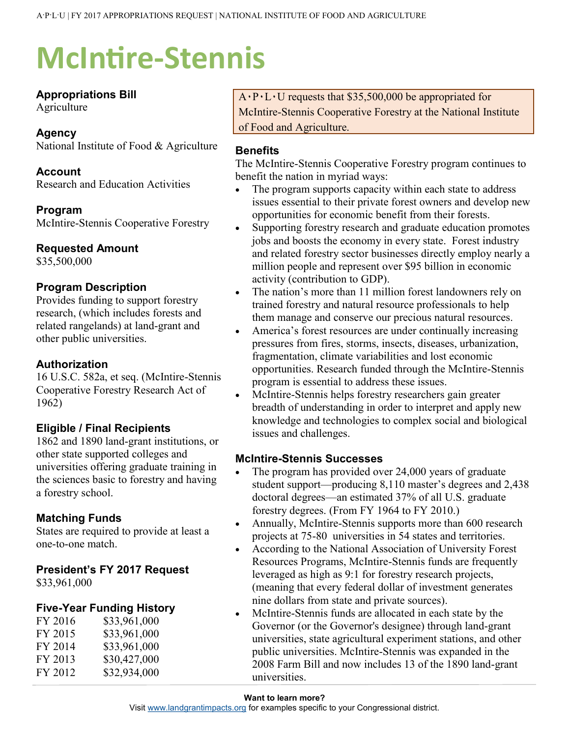# McIntire-Stennis

### Appropriations Bill

Agriculture

### Agency

National Institute of Food & Agriculture

### Account

Research and Education Activities

### Program

McIntire-Stennis Cooperative Forestry

### Requested Amount

$35,500,000

### Program Description

Provides funding to support forestry research, (which includes forests and related rangelands) at land-grant and other public universities.

### Authorization

16 U.S.C. 582a, et seq. (McIntire-Stennis Cooperative Forestry Research Act of 1962)

### Eligible / Final Recipients

1862 and 1890 land-grant institutions, or other state supported colleges and universities offering graduate training in the sciences basic to forestry and having a forestry school.

### Matching Funds

States are required to provide at least a one-to-one match.

### President's FY 2017 Request

$33,961,000

### Five-Year Funding History

| | |
|---|---|
| FY 2016 | $33,961,000 |
| FY 2015 | $33,961,000 |
| FY 2014 | $33,961,000 |
| FY 2013 | $30,427,000 |
| FY 2012 | $32,934,000 |

A·P·L·U requests that $35,500,000 be appropriated for McIntire-Stennis Cooperative Forestry at the National Institute of Food and Agriculture.

### Benefits

The McIntire-Stennis Cooperative Forestry program continues to benefit the nation in myriad ways:

- The program supports capacity within each state to address issues essential to their private forest owners and develop new opportunities for economic benefit from their forests.
- Supporting forestry research and graduate education promotes jobs and boosts the economy in every state. Forest industry and related forestry sector businesses directly employ nearly a million people and represent over $95 billion in economic activity (contribution to GDP).
- The nation's more than 11 million forest landowners rely on trained forestry and natural resource professionals to help them manage and conserve our precious natural resources.
- America's forest resources are under continually increasing pressures from fires, storms, insects, diseases, urbanization, fragmentation, climate variabilities and lost economic opportunities. Research funded through the McIntire-Stennis program is essential to address these issues.
- McIntire-Stennis helps forestry researchers gain greater breadth of understanding in order to interpret and apply new knowledge and technologies to complex social and biological issues and challenges.

### McIntire-Stennis Successes

- The program has provided over 24,000 years of graduate student support—producing 8,110 master's degrees and 2,438 doctoral degrees—an estimated 37% of all U.S. graduate forestry degrees. (From FY 1964 to FY 2010.)
- Annually, McIntire-Stennis supports more than 600 research projects at 75-80 universities in 54 states and territories.
- According to the National Association of University Forest Resources Programs, McIntire-Stennis funds are frequently leveraged as high as 9:1 for forestry research projects, (meaning that every federal dollar of investment generates nine dollars from state and private sources).
- McIntire-Stennis funds are allocated in each state by the Governor (or the Governor's designee) through land-grant universities, state agricultural experiment stations, and other public universities. McIntire-Stennis was expanded in the 2008 Farm Bill and now includes 13 of the 1890 land-grant universities.

**Want to learn more?**

Visit www.landgrantimpacts.org for examples specific to your Congressional district.